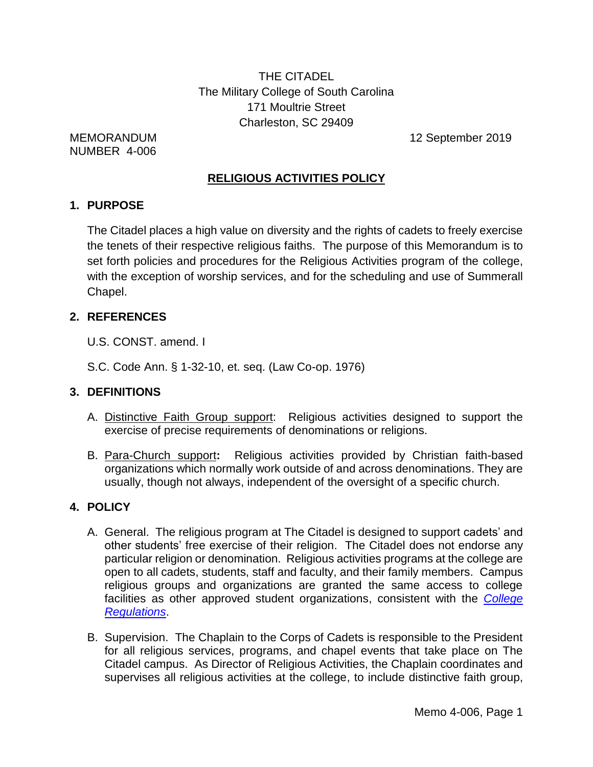THE CITADEL
The Military College of South Carolina
171 Moultrie Street
Charleston, SC 29409

MEMORANDUM
NUMBER 4-006

12 September 2019

# RELIGIOUS ACTIVITIES POLICY

## 1. PURPOSE

The Citadel places a high value on diversity and the rights of cadets to freely exercise the tenets of their respective religious faiths. The purpose of this Memorandum is to set forth policies and procedures for the Religious Activities program of the college, with the exception of worship services, and for the scheduling and use of Summerall Chapel.

## 2. REFERENCES

U.S. CONST. amend. I

S.C. Code Ann. § 1-32-10, et. seq. (Law Co-op. 1976)

## 3. DEFINITIONS

A. Distinctive Faith Group support: Religious activities designed to support the exercise of precise requirements of denominations or religions.

B. Para-Church support**:** Religious activities provided by Christian faith-based organizations which normally work outside of and across denominations. They are usually, though not always, independent of the oversight of a specific church.

## 4. POLICY

A. General. The religious program at The Citadel is designed to support cadets' and other students' free exercise of their religion. The Citadel does not endorse any particular religion or denomination. Religious activities programs at the college are open to all cadets, students, staff and faculty, and their family members. Campus religious groups and organizations are granted the same access to college facilities as other approved student organizations, consistent with the *College Regulations*.

B. Supervision. The Chaplain to the Corps of Cadets is responsible to the President for all religious services, programs, and chapel events that take place on The Citadel campus. As Director of Religious Activities, the Chaplain coordinates and supervises all religious activities at the college, to include distinctive faith group,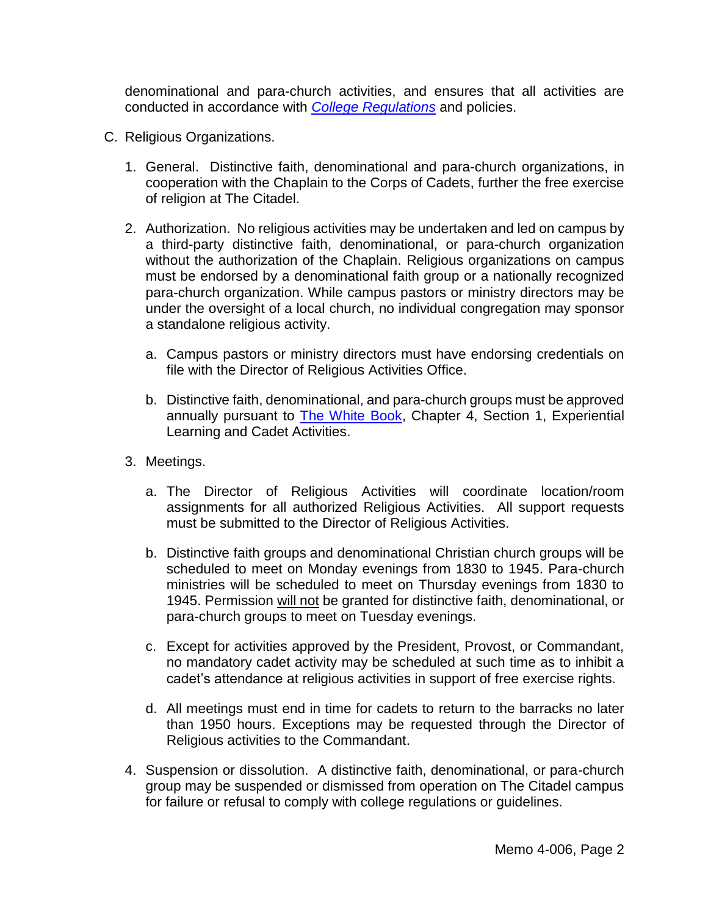denominational and para-church activities, and ensures that all activities are conducted in accordance with *College Regulations* and policies.

C. Religious Organizations.

1. General. Distinctive faith, denominational and para-church organizations, in cooperation with the Chaplain to the Corps of Cadets, further the free exercise of religion at The Citadel.

2. Authorization. No religious activities may be undertaken and led on campus by a third-party distinctive faith, denominational, or para-church organization without the authorization of the Chaplain. Religious organizations on campus must be endorsed by a denominational faith group or a nationally recognized para-church organization. While campus pastors or ministry directors may be under the oversight of a local church, no individual congregation may sponsor a standalone religious activity.

   a. Campus pastors or ministry directors must have endorsing credentials on file with the Director of Religious Activities Office.

   b. Distinctive faith, denominational, and para-church groups must be approved annually pursuant to The White Book, Chapter 4, Section 1, Experiential Learning and Cadet Activities.

3. Meetings.

   a. The Director of Religious Activities will coordinate location/room assignments for all authorized Religious Activities. All support requests must be submitted to the Director of Religious Activities.

   b. Distinctive faith groups and denominational Christian church groups will be scheduled to meet on Monday evenings from 1830 to 1945. Para-church ministries will be scheduled to meet on Thursday evenings from 1830 to 1945. Permission will not be granted for distinctive faith, denominational, or para-church groups to meet on Tuesday evenings.

   c. Except for activities approved by the President, Provost, or Commandant, no mandatory cadet activity may be scheduled at such time as to inhibit a cadet's attendance at religious activities in support of free exercise rights.

   d. All meetings must end in time for cadets to return to the barracks no later than 1950 hours. Exceptions may be requested through the Director of Religious activities to the Commandant.

4. Suspension or dissolution. A distinctive faith, denominational, or para-church group may be suspended or dismissed from operation on The Citadel campus for failure or refusal to comply with college regulations or guidelines.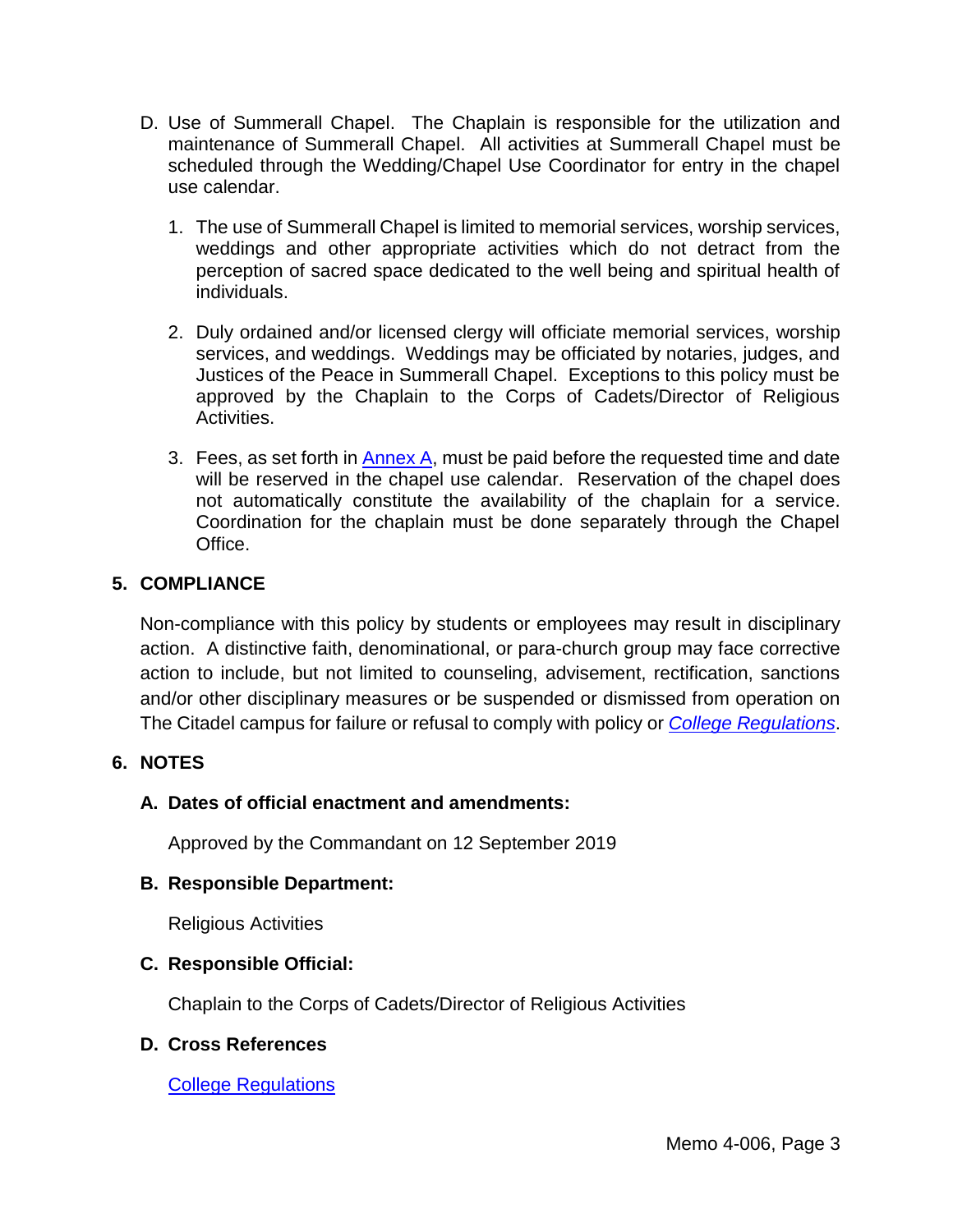D. Use of Summerall Chapel. The Chaplain is responsible for the utilization and maintenance of Summerall Chapel. All activities at Summerall Chapel must be scheduled through the Wedding/Chapel Use Coordinator for entry in the chapel use calendar.

1. The use of Summerall Chapel is limited to memorial services, worship services, weddings and other appropriate activities which do not detract from the perception of sacred space dedicated to the well being and spiritual health of individuals.

2. Duly ordained and/or licensed clergy will officiate memorial services, worship services, and weddings. Weddings may be officiated by notaries, judges, and Justices of the Peace in Summerall Chapel. Exceptions to this policy must be approved by the Chaplain to the Corps of Cadets/Director of Religious Activities.

3. Fees, as set forth in [Annex A](), must be paid before the requested time and date will be reserved in the chapel use calendar. Reservation of the chapel does not automatically constitute the availability of the chaplain for a service. Coordination for the chaplain must be done separately through the Chapel Office.

## 5. COMPLIANCE

Non-compliance with this policy by students or employees may result in disciplinary action. A distinctive faith, denominational, or para-church group may face corrective action to include, but not limited to counseling, advisement, rectification, sanctions and/or other disciplinary measures or be suspended or dismissed from operation on The Citadel campus for failure or refusal to comply with policy or *[College Regulations]()*.

## 6. NOTES

### A. Dates of official enactment and amendments:

Approved by the Commandant on 12 September 2019

### B. Responsible Department:

Religious Activities

### C. Responsible Official:

Chaplain to the Corps of Cadets/Director of Religious Activities

### D. Cross References

[College Regulations]()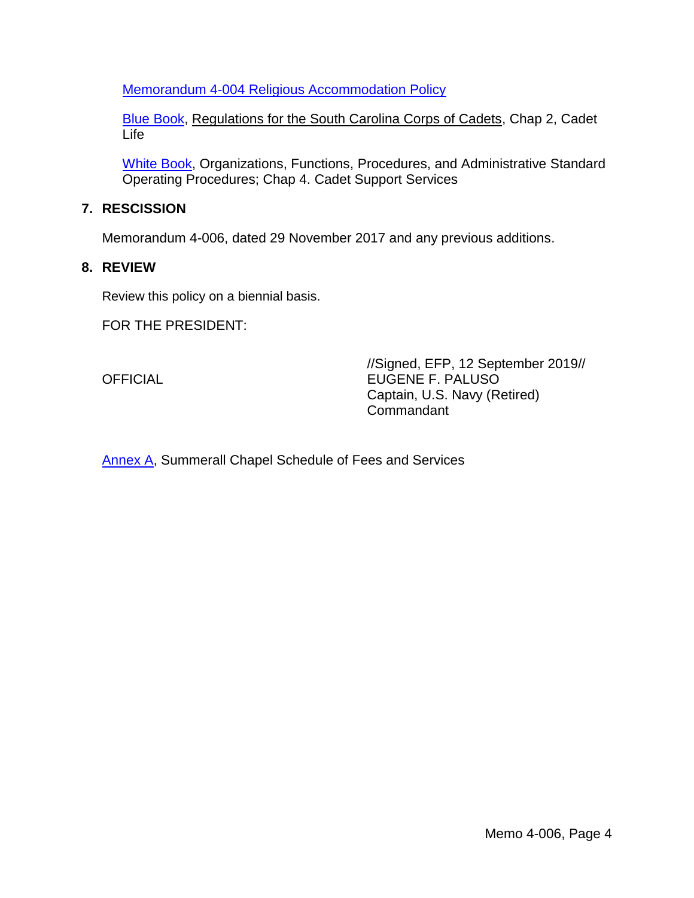Memorandum 4-004 Religious Accommodation Policy

Blue Book, Regulations for the South Carolina Corps of Cadets, Chap 2, Cadet Life

White Book, Organizations, Functions, Procedures, and Administrative Standard Operating Procedures; Chap 4. Cadet Support Services

## 7. RESCISSION

Memorandum 4-006, dated 29 November 2017 and any previous additions.

## 8. REVIEW

Review this policy on a biennial basis.

FOR THE PRESIDENT:

OFFICIAL

//Signed, EFP, 12 September 2019//
EUGENE F. PALUSO
Captain, U.S. Navy (Retired)
Commandant

Annex A, Summerall Chapel Schedule of Fees and Services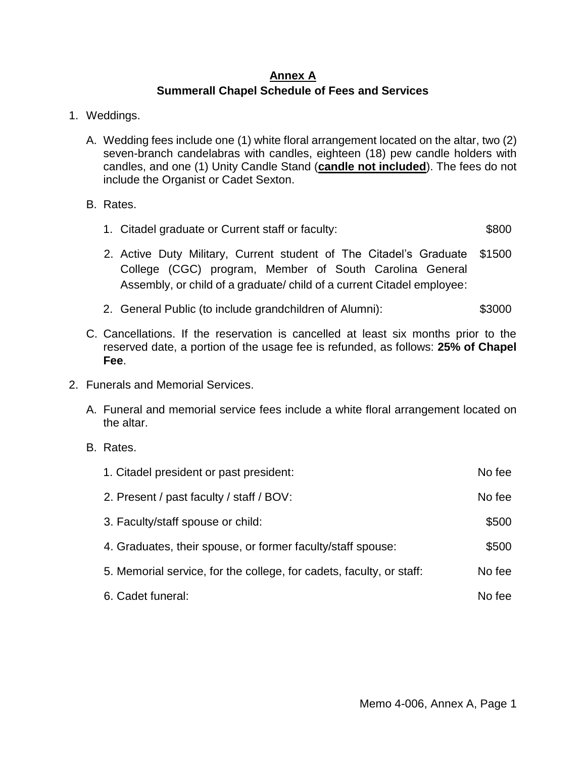# Annex A

## Summerall Chapel Schedule of Fees and Services

1. Weddings.

   A. Wedding fees include one (1) white floral arrangement located on the altar, two (2) seven-branch candelabras with candles, eighteen (18) pew candle holders with candles, and one (1) Unity Candle Stand (**candle not included**). The fees do not include the Organist or Cadet Sexton.

   B. Rates.

   | Category | Fee |
   |---|---|
   | 1. Citadel graduate or Current staff or faculty: | $800 |
   | 2. Active Duty Military, Current student of The Citadel's Graduate College (CGC) program, Member of South Carolina General Assembly, or child of a graduate/ child of a current Citadel employee: | $1500 |
   | 2. General Public (to include grandchildren of Alumni): | $3000 |

   C. Cancellations. If the reservation is cancelled at least six months prior to the reserved date, a portion of the usage fee is refunded, as follows: **25% of Chapel Fee**.

2. Funerals and Memorial Services.

   A. Funeral and memorial service fees include a white floral arrangement located on the altar.

   B. Rates.

   | Category | Fee |
   |---|---|
   | 1. Citadel president or past president: | No fee |
   | 2. Present / past faculty / staff / BOV: | No fee |
   | 3. Faculty/staff spouse or child: | $500 |
   | 4. Graduates, their spouse, or former faculty/staff spouse: | $500 |
   | 5. Memorial service, for the college, for cadets, faculty, or staff: | No fee |
   | 6. Cadet funeral: | No fee |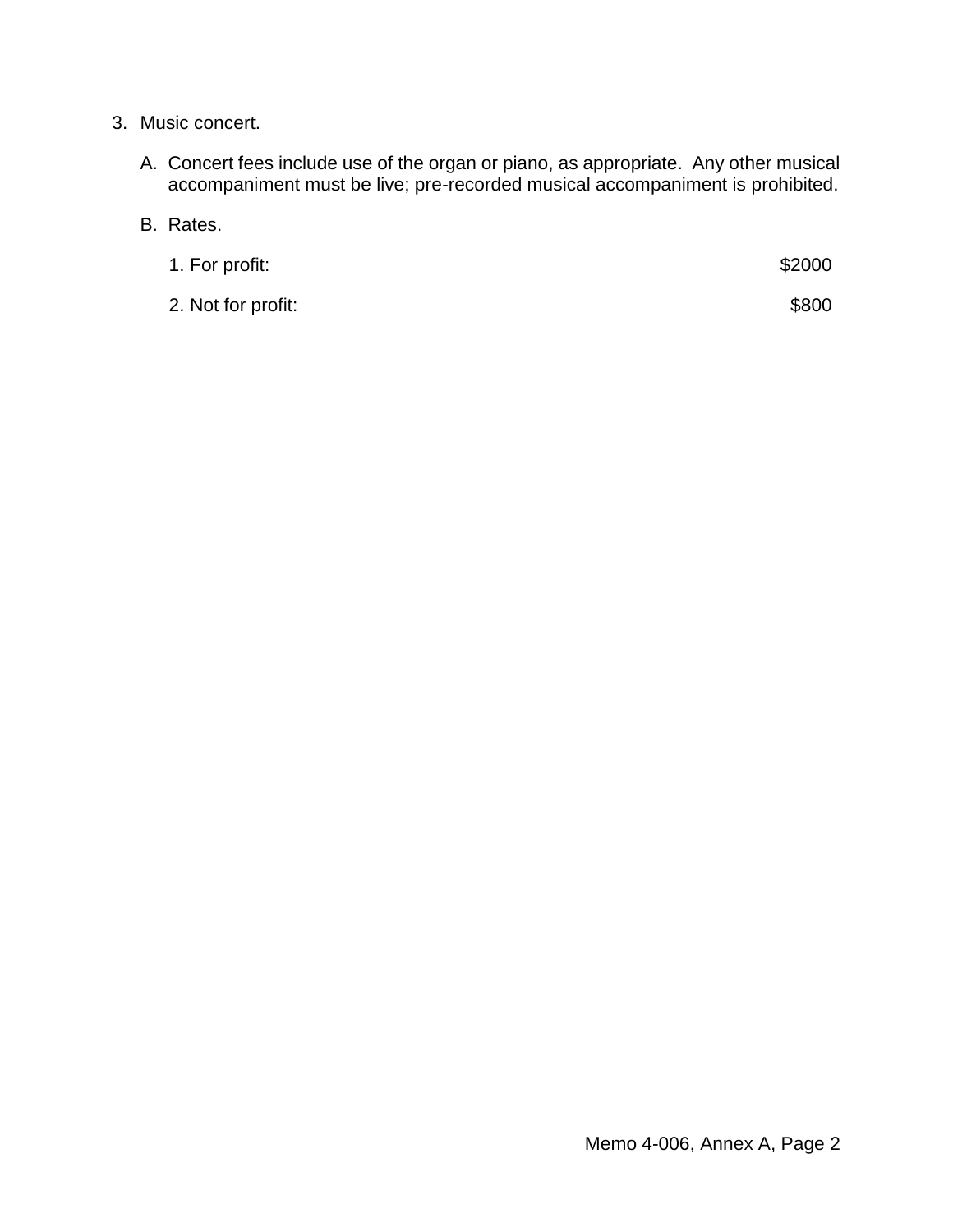3. Music concert.

   A. Concert fees include use of the organ or piano, as appropriate. Any other musical accompaniment must be live; pre-recorded musical accompaniment is prohibited.

   B. Rates.

      1. For profit: $2000

      2. Not for profit: $800